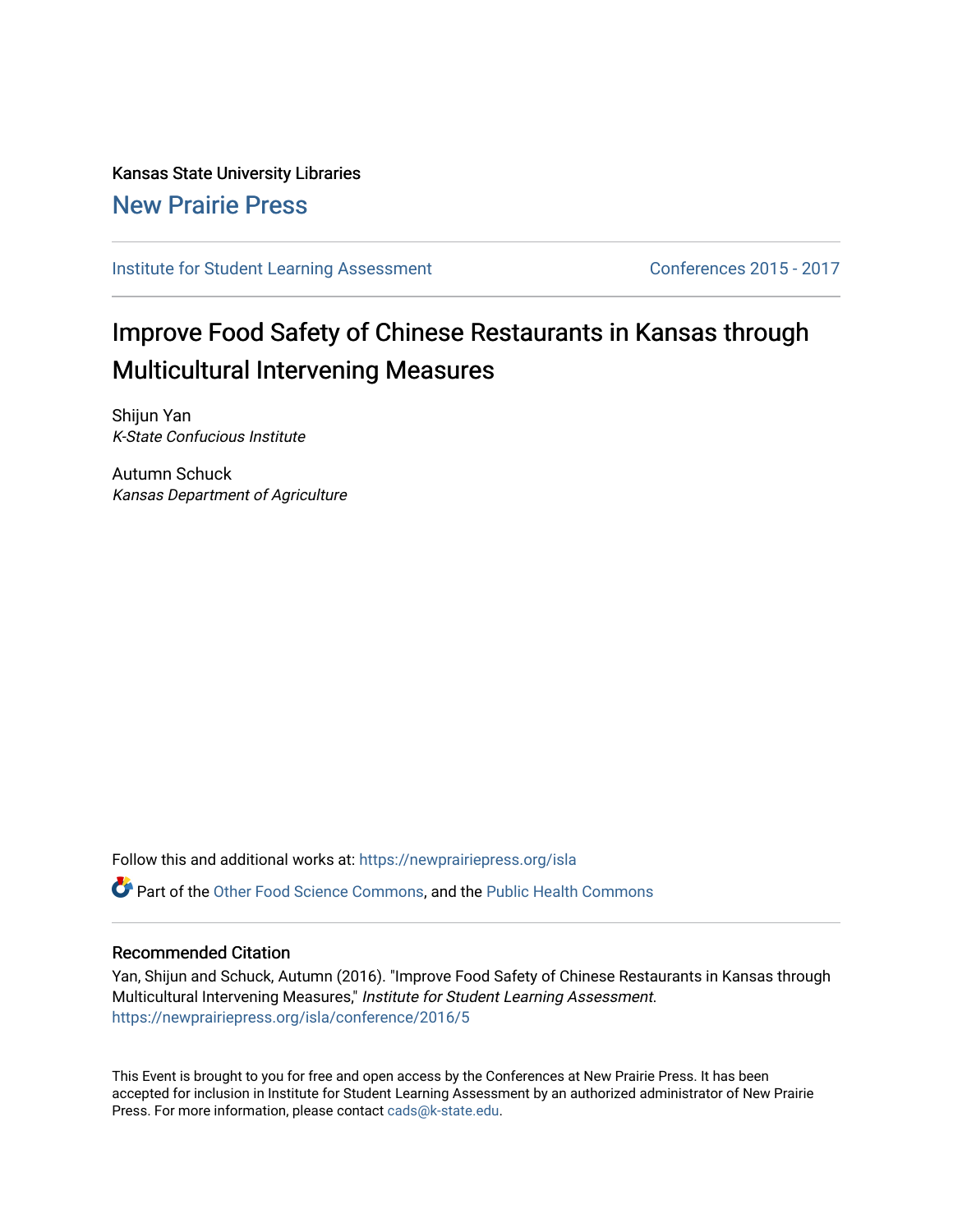Kansas State University Libraries

New Prairie Press

Institute for Student Learning Assessment | Conferences 2015 - 2017

# Improve Food Safety of Chinese Restaurants in Kansas through Multicultural Intervening Measures

Shijun Yan  
*K-State Confucious Institute*

Autumn Schuck  
*Kansas Department of Agriculture*

Follow this and additional works at: https://newprairiepress.org/isla

Part of the Other Food Science Commons, and the Public Health Commons

## Recommended Citation

Yan, Shijun and Schuck, Autumn (2016). "Improve Food Safety of Chinese Restaurants in Kansas through Multicultural Intervening Measures," *Institute for Student Learning Assessment*. https://newprairiepress.org/isla/conference/2016/5

This Event is brought to you for free and open access by the Conferences at New Prairie Press. It has been accepted for inclusion in Institute for Student Learning Assessment by an authorized administrator of New Prairie Press. For more information, please contact cads@k-state.edu.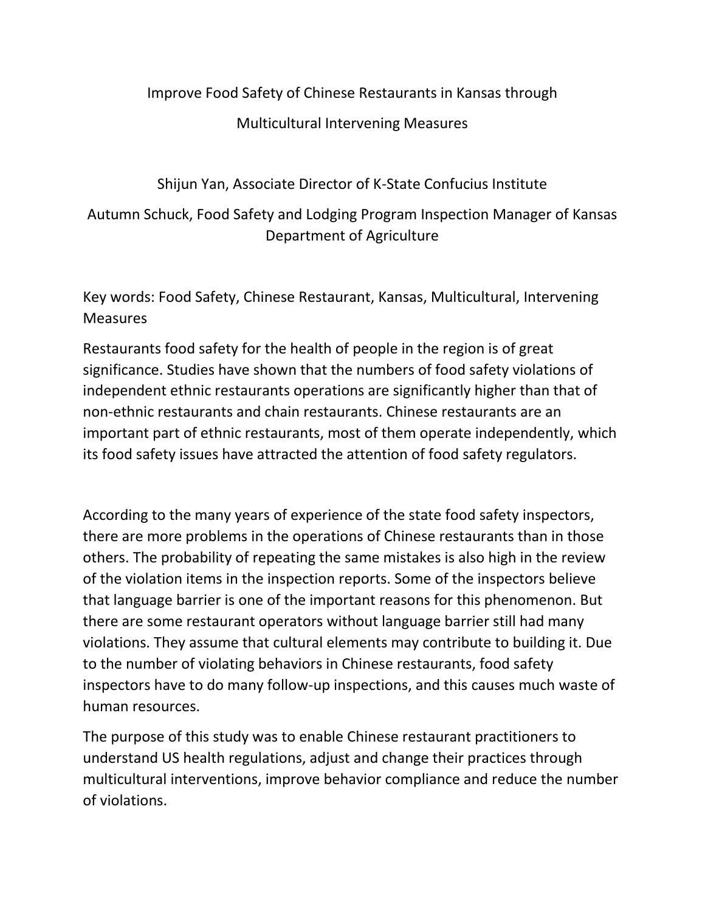Improve Food Safety of Chinese Restaurants in Kansas through Multicultural Intervening Measures

Shijun Yan, Associate Director of K-State Confucius Institute

Autumn Schuck, Food Safety and Lodging Program Inspection Manager of Kansas Department of Agriculture

Key words: Food Safety, Chinese Restaurant, Kansas, Multicultural, Intervening Measures

Restaurants food safety for the health of people in the region is of great significance. Studies have shown that the numbers of food safety violations of independent ethnic restaurants operations are significantly higher than that of non-ethnic restaurants and chain restaurants. Chinese restaurants are an important part of ethnic restaurants, most of them operate independently, which its food safety issues have attracted the attention of food safety regulators.

According to the many years of experience of the state food safety inspectors, there are more problems in the operations of Chinese restaurants than in those others. The probability of repeating the same mistakes is also high in the review of the violation items in the inspection reports. Some of the inspectors believe that language barrier is one of the important reasons for this phenomenon. But there are some restaurant operators without language barrier still had many violations. They assume that cultural elements may contribute to building it. Due to the number of violating behaviors in Chinese restaurants, food safety inspectors have to do many follow-up inspections, and this causes much waste of human resources.

The purpose of this study was to enable Chinese restaurant practitioners to understand US health regulations, adjust and change their practices through multicultural interventions, improve behavior compliance and reduce the number of violations.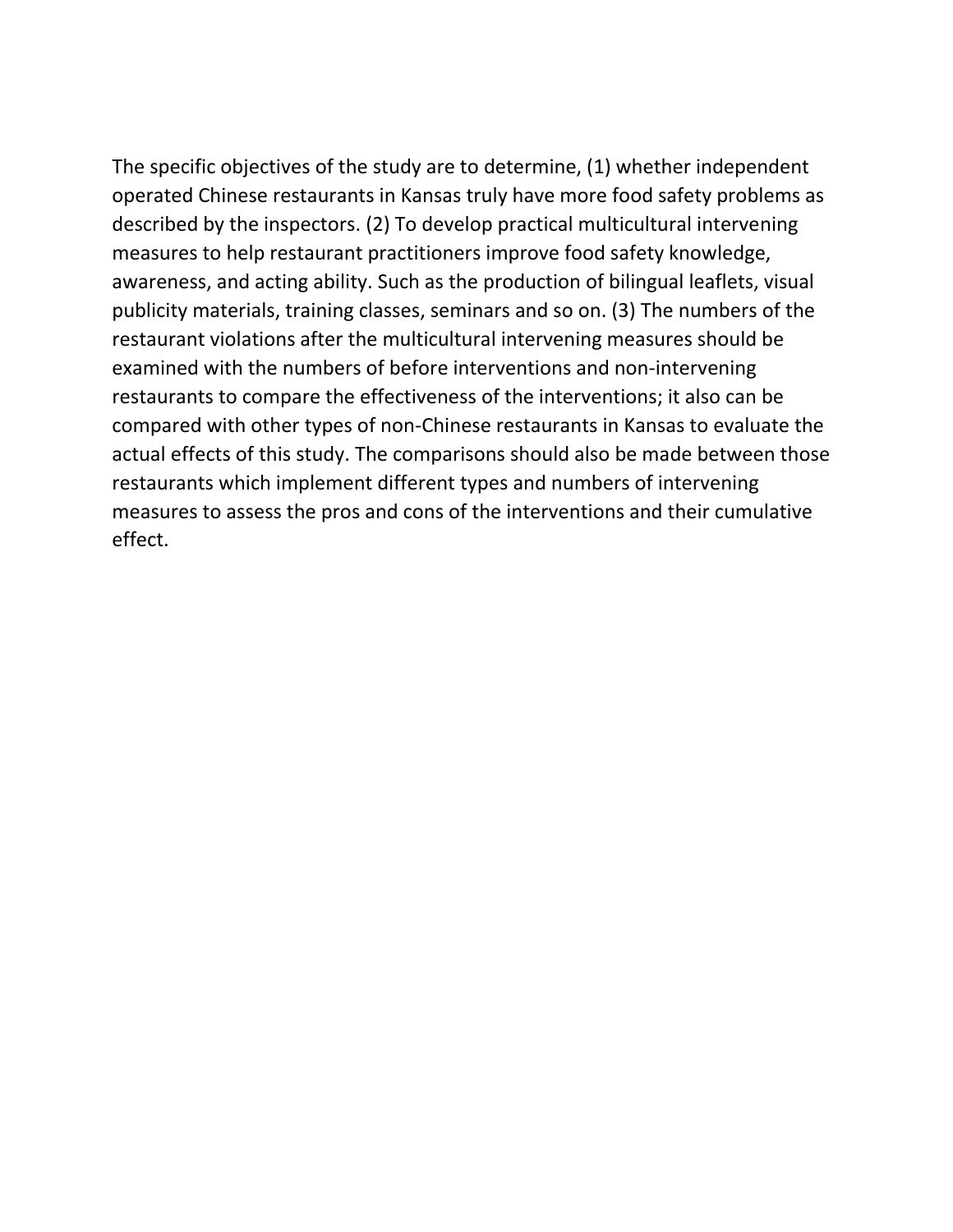The specific objectives of the study are to determine, (1) whether independent operated Chinese restaurants in Kansas truly have more food safety problems as described by the inspectors. (2) To develop practical multicultural intervening measures to help restaurant practitioners improve food safety knowledge, awareness, and acting ability. Such as the production of bilingual leaflets, visual publicity materials, training classes, seminars and so on. (3) The numbers of the restaurant violations after the multicultural intervening measures should be examined with the numbers of before interventions and non-intervening restaurants to compare the effectiveness of the interventions; it also can be compared with other types of non-Chinese restaurants in Kansas to evaluate the actual effects of this study. The comparisons should also be made between those restaurants which implement different types and numbers of intervening measures to assess the pros and cons of the interventions and their cumulative effect.